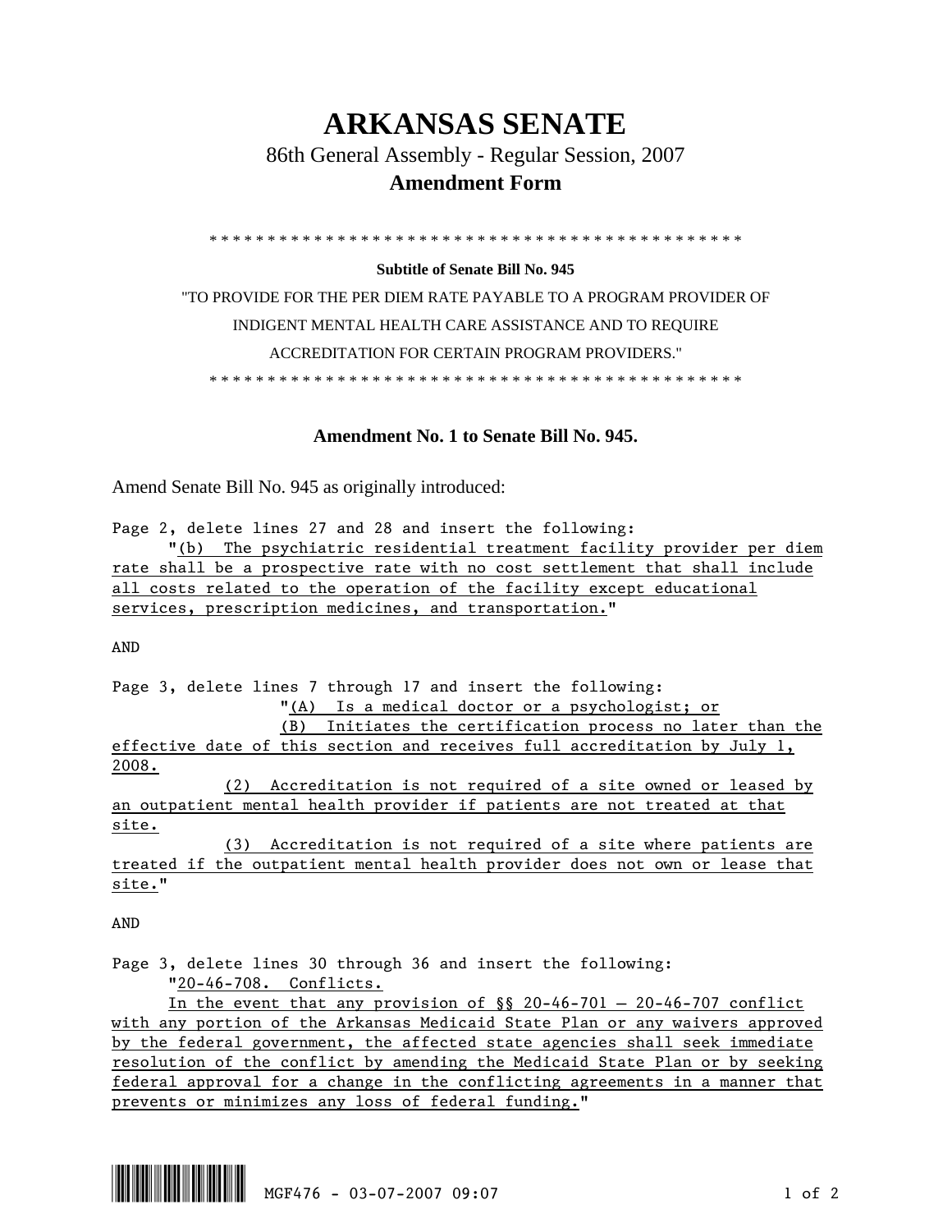# ARKANSAS SENATE

86th General Assembly - Regular Session, 2007

## Amendment Form

\* \* \* \* \* \* \* \* \* \* \* \* \* \* \* \* \* \* \* \* \* \* \* \* \* \* \* \* \* \* \* \* \* \* \* \* \* \* \* \* \* \* \* \* \* \* \* \*

**Subtitle of Senate Bill No. 945**

"TO PROVIDE FOR THE PER DIEM RATE PAYABLE TO A PROGRAM PROVIDER OF INDIGENT MENTAL HEALTH CARE ASSISTANCE AND TO REQUIRE ACCREDITATION FOR CERTAIN PROGRAM PROVIDERS."

\* \* \* \* \* \* \* \* \* \* \* \* \* \* \* \* \* \* \* \* \* \* \* \* \* \* \* \* \* \* \* \* \* \* \* \* \* \* \* \* \* \* \* \* \* \* \* \*

**Amendment No. 1 to Senate Bill No. 945.**

Amend Senate Bill No. 945 as originally introduced:

Page 2, delete lines 27 and 28 and insert the following:

"(b) The psychiatric residential treatment facility provider per diem rate shall be a prospective rate with no cost settlement that shall include all costs related to the operation of the facility except educational services, prescription medicines, and transportation."

AND

Page 3, delete lines 7 through 17 and insert the following:

"(A) Is a medical doctor or a psychologist; or

(B) Initiates the certification process no later than the effective date of this section and receives full accreditation by July 1, 2008.

(2) Accreditation is not required of a site owned or leased by an outpatient mental health provider if patients are not treated at that site.

(3) Accreditation is not required of a site where patients are treated if the outpatient mental health provider does not own or lease that site."

AND

Page 3, delete lines 30 through 36 and insert the following:

"20-46-708. Conflicts.

In the event that any provision of §§ 20-46-701 – 20-46-707 conflict with any portion of the Arkansas Medicaid State Plan or any waivers approved by the federal government, the affected state agencies shall seek immediate resolution of the conflict by amending the Medicaid State Plan or by seeking federal approval for a change in the conflicting agreements in a manner that prevents or minimizes any loss of federal funding."

MGF476 - 03-07-2007 09:07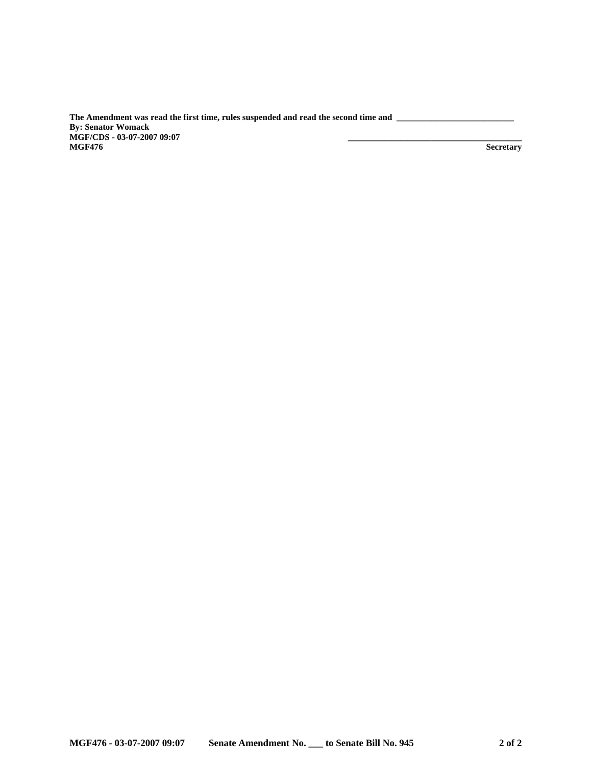**The Amendment was read the first time, rules suspended and read the second time and \_\_\_\_\_\_\_\_\_\_\_\_\_\_\_\_\_\_\_\_\_\_\_\_\_\_**
**By: Senator Womack**
**MGF/CDS - 03-07-2007 09:07**
**MGF476**

**\_\_\_\_\_\_\_\_\_\_\_\_\_\_\_\_\_\_\_\_\_\_\_\_\_\_\_\_\_\_\_\_\_\_\_\_\_\_\_\_**
**Secretary**